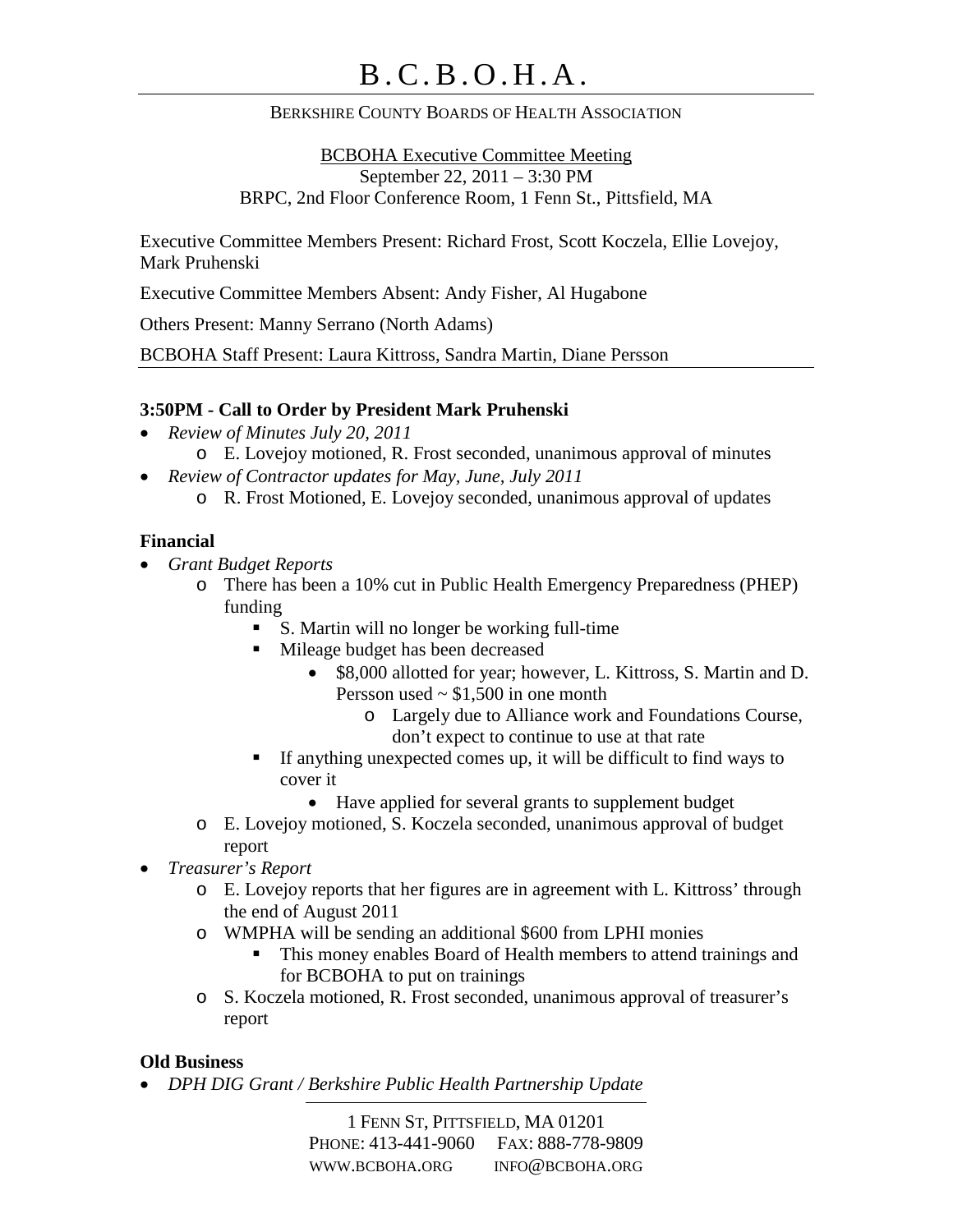# B.C.B.O.H.A.

BERKSHIRE COUNTY BOARDS OF HEALTH ASSOCIATION

BCBOHA Executive Committee Meeting
September 22, 2011 – 3:30 PM
BRPC, 2nd Floor Conference Room, 1 Fenn St., Pittsfield, MA

Executive Committee Members Present: Richard Frost, Scott Koczela, Ellie Lovejoy, Mark Pruhenski

Executive Committee Members Absent: Andy Fisher, Al Hugabone

Others Present: Manny Serrano (North Adams)

BCBOHA Staff Present: Laura Kittross, Sandra Martin, Diane Persson

**3:50PM - Call to Order by President Mark Pruhenski**

- *Review of Minutes July 20, 2011*
    - E. Lovejoy motioned, R. Frost seconded, unanimous approval of minutes
- *Review of Contractor updates for May, June, July 2011*
    - R. Frost Motioned, E. Lovejoy seconded, unanimous approval of updates

**Financial**

- *Grant Budget Reports*
    - There has been a 10% cut in Public Health Emergency Preparedness (PHEP) funding
        - S. Martin will no longer be working full-time
        - Mileage budget has been decreased
            - $8,000 allotted for year; however, L. Kittross, S. Martin and D. Persson used ~ $1,500 in one month
                - Largely due to Alliance work and Foundations Course, don't expect to continue to use at that rate
        - If anything unexpected comes up, it will be difficult to find ways to cover it
            - Have applied for several grants to supplement budget
    - E. Lovejoy motioned, S. Koczela seconded, unanimous approval of budget report
- *Treasurer's Report*
    - E. Lovejoy reports that her figures are in agreement with L. Kittross' through the end of August 2011
    - WMPHA will be sending an additional $600 from LPHI monies
        - This money enables Board of Health members to attend trainings and for BCBOHA to put on trainings
    - S. Koczela motioned, R. Frost seconded, unanimous approval of treasurer's report

**Old Business**

- *DPH DIG Grant / Berkshire Public Health Partnership Update*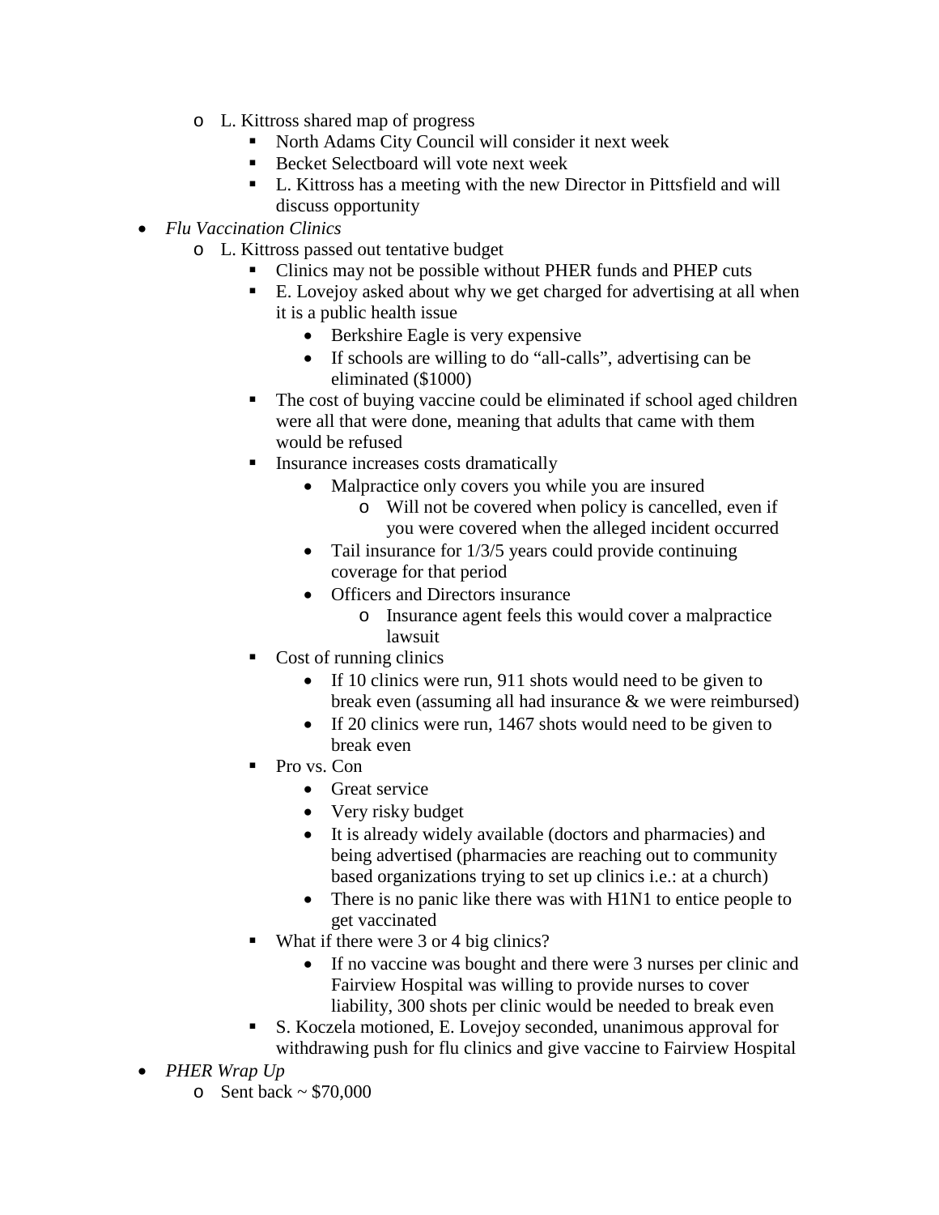- L. Kittross shared map of progress
    - North Adams City Council will consider it next week
    - Becket Selectboard will vote next week
    - L. Kittross has a meeting with the new Director in Pittsfield and will discuss opportunity
- *Flu Vaccination Clinics*
  - L. Kittross passed out tentative budget
    - Clinics may not be possible without PHER funds and PHEP cuts
    - E. Lovejoy asked about why we get charged for advertising at all when it is a public health issue
      - Berkshire Eagle is very expensive
      - If schools are willing to do "all-calls", advertising can be eliminated ($1000)
    - The cost of buying vaccine could be eliminated if school aged children were all that were done, meaning that adults that came with them would be refused
    - Insurance increases costs dramatically
      - Malpractice only covers you while you are insured
        - Will not be covered when policy is cancelled, even if you were covered when the alleged incident occurred
      - Tail insurance for 1/3/5 years could provide continuing coverage for that period
      - Officers and Directors insurance
        - Insurance agent feels this would cover a malpractice lawsuit
    - Cost of running clinics
      - If 10 clinics were run, 911 shots would need to be given to break even (assuming all had insurance & we were reimbursed)
      - If 20 clinics were run, 1467 shots would need to be given to break even
    - Pro vs. Con
      - Great service
      - Very risky budget
      - It is already widely available (doctors and pharmacies) and being advertised (pharmacies are reaching out to community based organizations trying to set up clinics i.e.: at a church)
      - There is no panic like there was with H1N1 to entice people to get vaccinated
    - What if there were 3 or 4 big clinics?
      - If no vaccine was bought and there were 3 nurses per clinic and Fairview Hospital was willing to provide nurses to cover liability, 300 shots per clinic would be needed to break even
    - S. Koczela motioned, E. Lovejoy seconded, unanimous approval for withdrawing push for flu clinics and give vaccine to Fairview Hospital
- *PHER Wrap Up*
  - Sent back ~ $70,000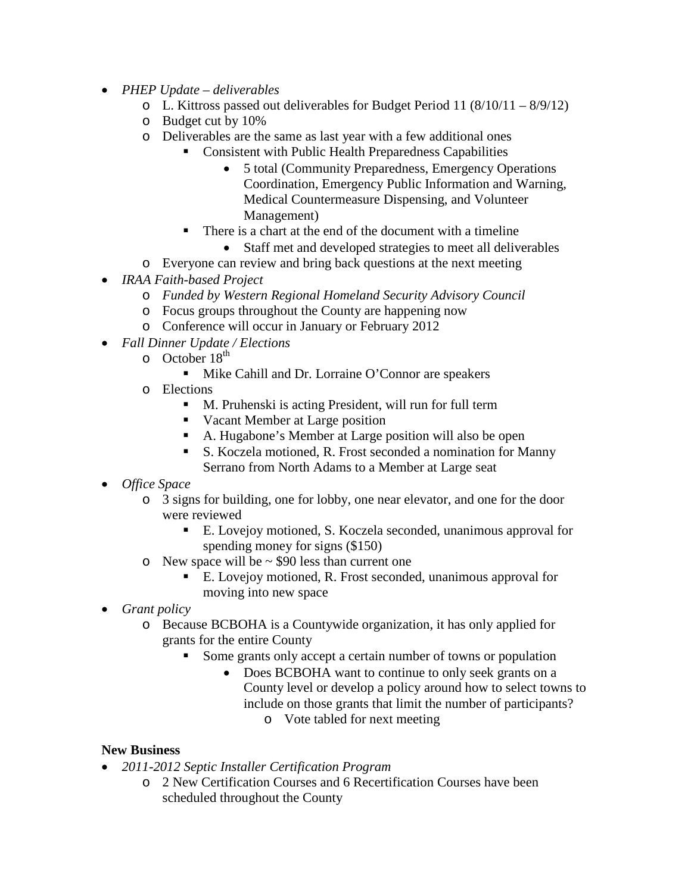- *PHEP Update – deliverables*
  - L. Kittross passed out deliverables for Budget Period 11 (8/10/11 – 8/9/12)
  - Budget cut by 10%
  - Deliverables are the same as last year with a few additional ones
    - Consistent with Public Health Preparedness Capabilities
      - 5 total (Community Preparedness, Emergency Operations Coordination, Emergency Public Information and Warning, Medical Countermeasure Dispensing, and Volunteer Management)
    - There is a chart at the end of the document with a timeline
      - Staff met and developed strategies to meet all deliverables
  - Everyone can review and bring back questions at the next meeting
- *IRAA Faith-based Project*
  - *Funded by Western Regional Homeland Security Advisory Council*
  - Focus groups throughout the County are happening now
  - Conference will occur in January or February 2012
- *Fall Dinner Update / Elections*
  - October 18th
    - Mike Cahill and Dr. Lorraine O'Connor are speakers
  - Elections
    - M. Pruhenski is acting President, will run for full term
    - Vacant Member at Large position
    - A. Hugabone's Member at Large position will also be open
    - S. Koczela motioned, R. Frost seconded a nomination for Manny Serrano from North Adams to a Member at Large seat
- *Office Space*
  - 3 signs for building, one for lobby, one near elevator, and one for the door were reviewed
    - E. Lovejoy motioned, S. Koczela seconded, unanimous approval for spending money for signs ($150)
  - New space will be ~ $90 less than current one
    - E. Lovejoy motioned, R. Frost seconded, unanimous approval for moving into new space
- *Grant policy*
  - Because BCBOHA is a Countywide organization, it has only applied for grants for the entire County
    - Some grants only accept a certain number of towns or population
      - Does BCBOHA want to continue to only seek grants on a County level or develop a policy around how to select towns to include on those grants that limit the number of participants?
        - Vote tabled for next meeting

**New Business**

- *2011-2012 Septic Installer Certification Program*
  - 2 New Certification Courses and 6 Recertification Courses have been scheduled throughout the County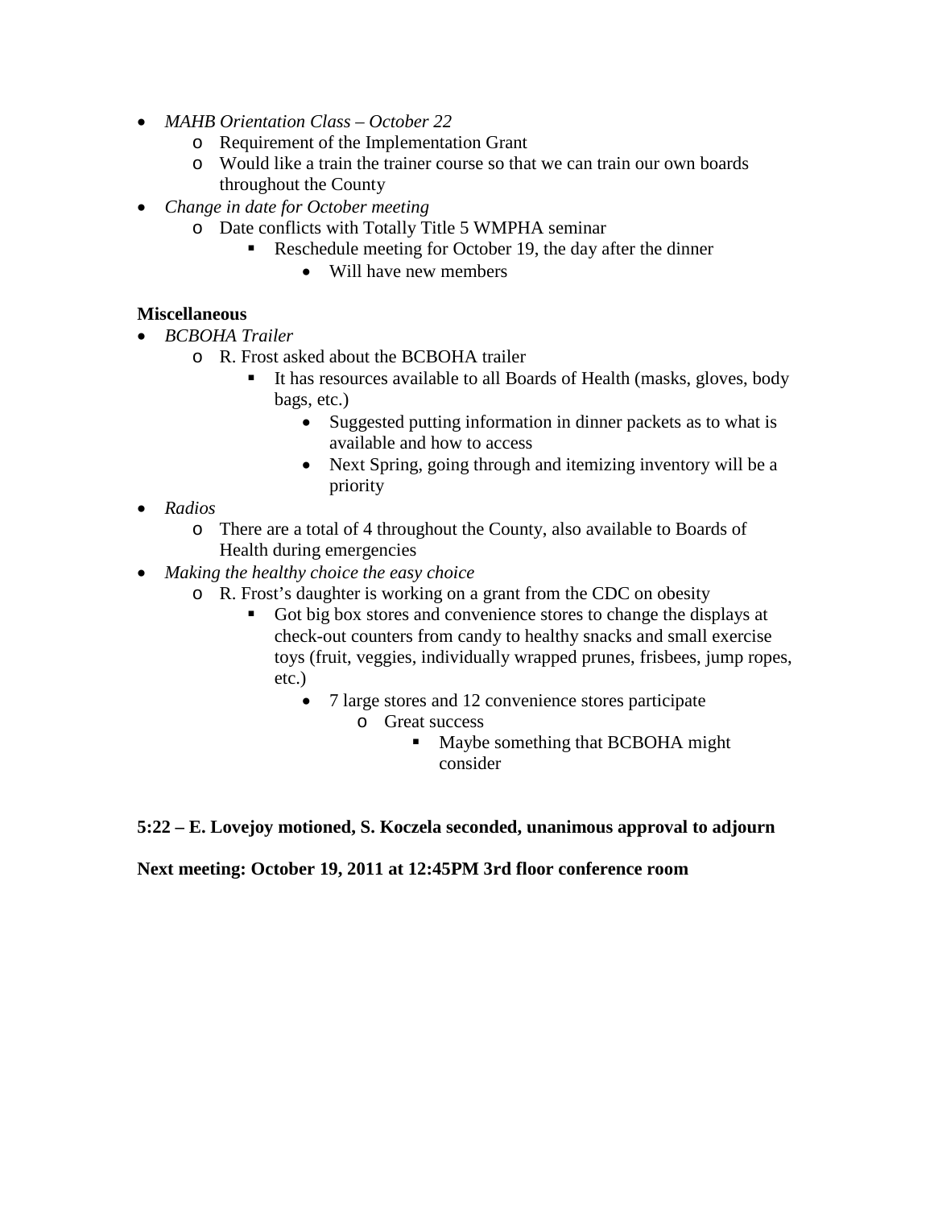- *MAHB Orientation Class – October 22*
    - Requirement of the Implementation Grant
    - Would like a train the trainer course so that we can train our own boards throughout the County
- *Change in date for October meeting*
    - Date conflicts with Totally Title 5 WMPHA seminar
        - Reschedule meeting for October 19, the day after the dinner
            - Will have new members

**Miscellaneous**

- *BCBOHA Trailer*
    - R. Frost asked about the BCBOHA trailer
        - It has resources available to all Boards of Health (masks, gloves, body bags, etc.)
            - Suggested putting information in dinner packets as to what is available and how to access
            - Next Spring, going through and itemizing inventory will be a priority
- *Radios*
    - There are a total of 4 throughout the County, also available to Boards of Health during emergencies
- *Making the healthy choice the easy choice*
    - R. Frost's daughter is working on a grant from the CDC on obesity
        - Got big box stores and convenience stores to change the displays at check-out counters from candy to healthy snacks and small exercise toys (fruit, veggies, individually wrapped prunes, frisbees, jump ropes, etc.)
            - 7 large stores and 12 convenience stores participate
                - Great success
                    - Maybe something that BCBOHA might consider

**5:22 – E. Lovejoy motioned, S. Koczela seconded, unanimous approval to adjourn**

**Next meeting: October 19, 2011 at 12:45PM 3rd floor conference room**